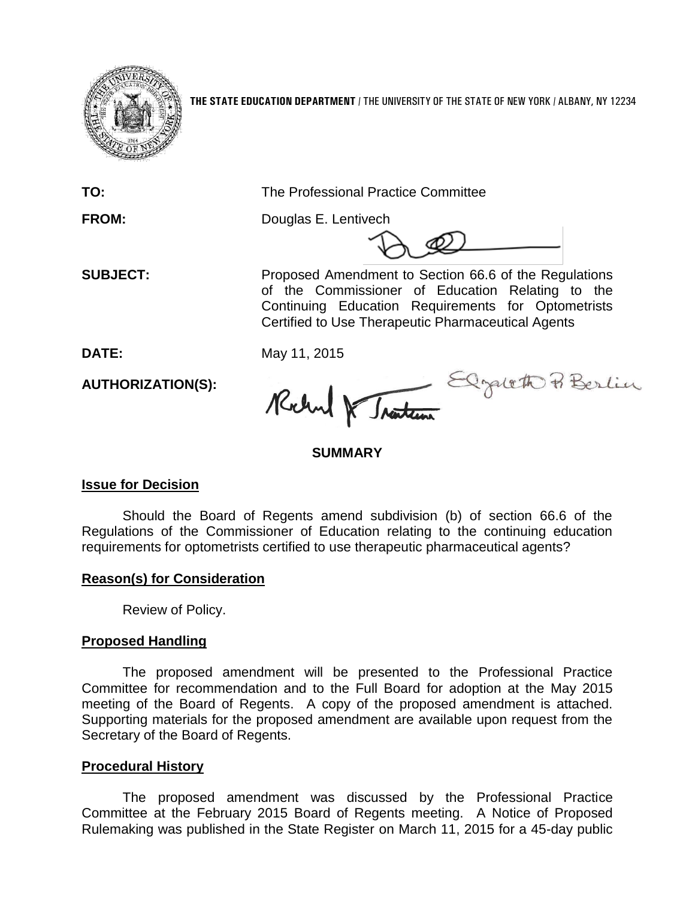**THE STATE EDUCATION DEPARTMENT** / THE UNIVERSITY OF THE STATE OF NEW YORK / ALBANY, NY 12234

**TO:** The Professional Practice Committee

**FROM:** Douglas E. Lentivech

**SUBJECT:** Proposed Amendment to Section 66.6 of the Regulations of the Commissioner of Education Relating to the Continuing Education Requirements for Optometrists Certified to Use Therapeutic Pharmaceutical Agents

**DATE:** May 11, 2015

**AUTHORIZATION(S):**

## SUMMARY

### Issue for Decision

Should the Board of Regents amend subdivision (b) of section 66.6 of the Regulations of the Commissioner of Education relating to the continuing education requirements for optometrists certified to use therapeutic pharmaceutical agents?

### Reason(s) for Consideration

Review of Policy.

### Proposed Handling

The proposed amendment will be presented to the Professional Practice Committee for recommendation and to the Full Board for adoption at the May 2015 meeting of the Board of Regents. A copy of the proposed amendment is attached. Supporting materials for the proposed amendment are available upon request from the Secretary of the Board of Regents.

### Procedural History

The proposed amendment was discussed by the Professional Practice Committee at the February 2015 Board of Regents meeting. A Notice of Proposed Rulemaking was published in the State Register on March 11, 2015 for a 45-day public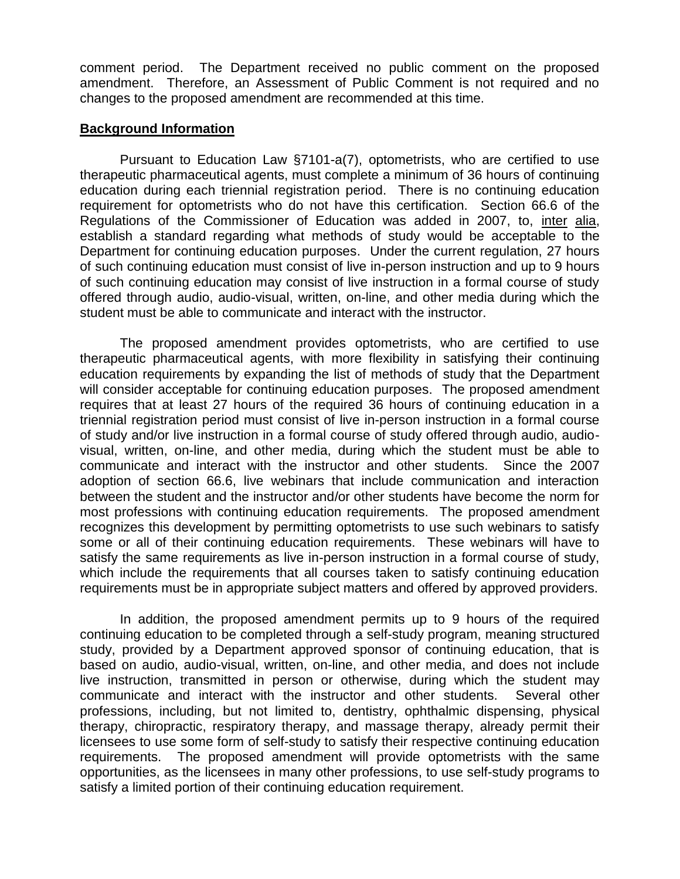comment period. The Department received no public comment on the proposed amendment. Therefore, an Assessment of Public Comment is not required and no changes to the proposed amendment are recommended at this time.

**Background Information**

Pursuant to Education Law §7101-a(7), optometrists, who are certified to use therapeutic pharmaceutical agents, must complete a minimum of 36 hours of continuing education during each triennial registration period. There is no continuing education requirement for optometrists who do not have this certification. Section 66.6 of the Regulations of the Commissioner of Education was added in 2007, to, inter alia, establish a standard regarding what methods of study would be acceptable to the Department for continuing education purposes. Under the current regulation, 27 hours of such continuing education must consist of live in-person instruction and up to 9 hours of such continuing education may consist of live instruction in a formal course of study offered through audio, audio-visual, written, on-line, and other media during which the student must be able to communicate and interact with the instructor.

The proposed amendment provides optometrists, who are certified to use therapeutic pharmaceutical agents, with more flexibility in satisfying their continuing education requirements by expanding the list of methods of study that the Department will consider acceptable for continuing education purposes. The proposed amendment requires that at least 27 hours of the required 36 hours of continuing education in a triennial registration period must consist of live in-person instruction in a formal course of study and/or live instruction in a formal course of study offered through audio, audio-visual, written, on-line, and other media, during which the student must be able to communicate and interact with the instructor and other students. Since the 2007 adoption of section 66.6, live webinars that include communication and interaction between the student and the instructor and/or other students have become the norm for most professions with continuing education requirements. The proposed amendment recognizes this development by permitting optometrists to use such webinars to satisfy some or all of their continuing education requirements. These webinars will have to satisfy the same requirements as live in-person instruction in a formal course of study, which include the requirements that all courses taken to satisfy continuing education requirements must be in appropriate subject matters and offered by approved providers.

In addition, the proposed amendment permits up to 9 hours of the required continuing education to be completed through a self-study program, meaning structured study, provided by a Department approved sponsor of continuing education, that is based on audio, audio-visual, written, on-line, and other media, and does not include live instruction, transmitted in person or otherwise, during which the student may communicate and interact with the instructor and other students. Several other professions, including, but not limited to, dentistry, ophthalmic dispensing, physical therapy, chiropractic, respiratory therapy, and massage therapy, already permit their licensees to use some form of self-study to satisfy their respective continuing education requirements. The proposed amendment will provide optometrists with the same opportunities, as the licensees in many other professions, to use self-study programs to satisfy a limited portion of their continuing education requirement.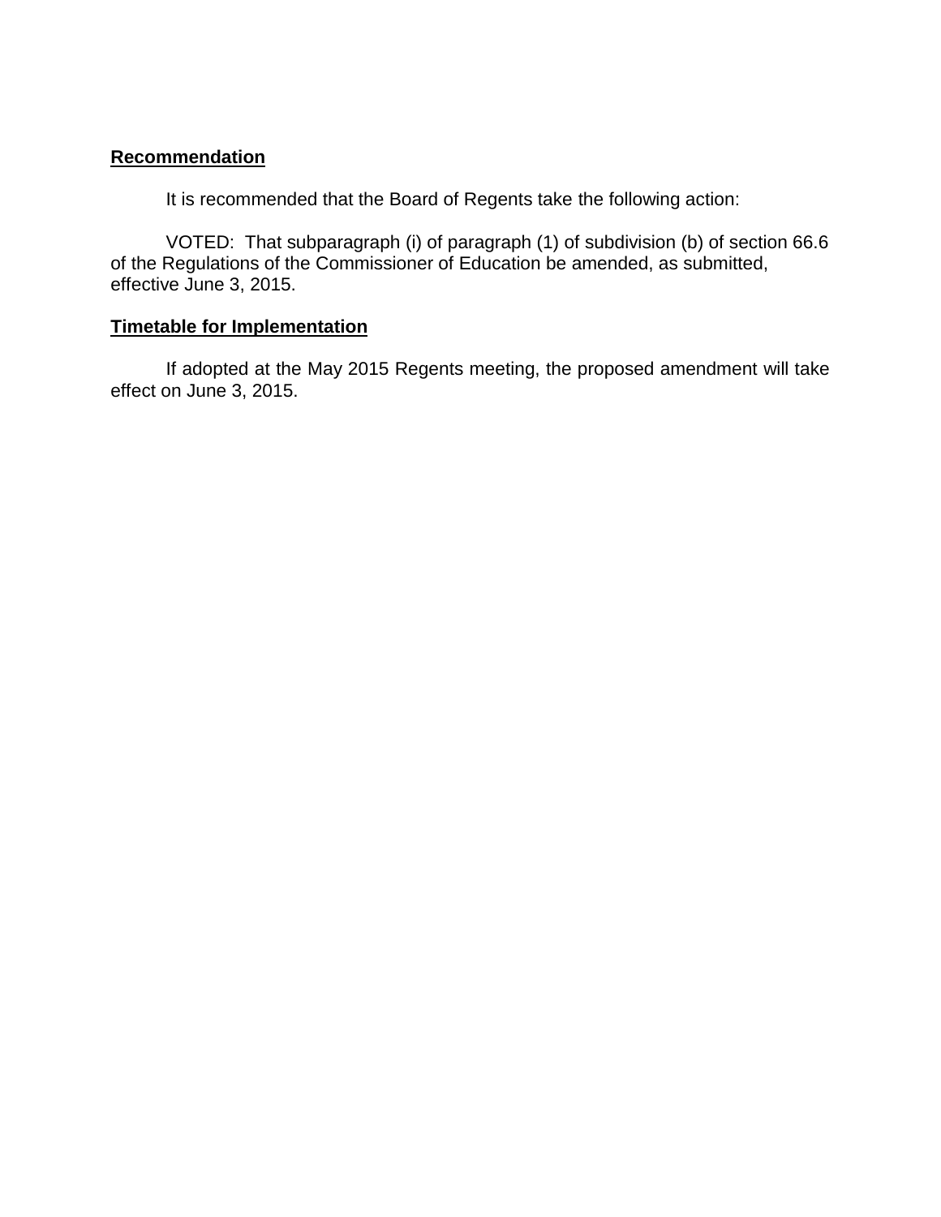**Recommendation**

It is recommended that the Board of Regents take the following action:

VOTED: That subparagraph (i) of paragraph (1) of subdivision (b) of section 66.6 of the Regulations of the Commissioner of Education be amended, as submitted, effective June 3, 2015.

**Timetable for Implementation**

If adopted at the May 2015 Regents meeting, the proposed amendment will take effect on June 3, 2015.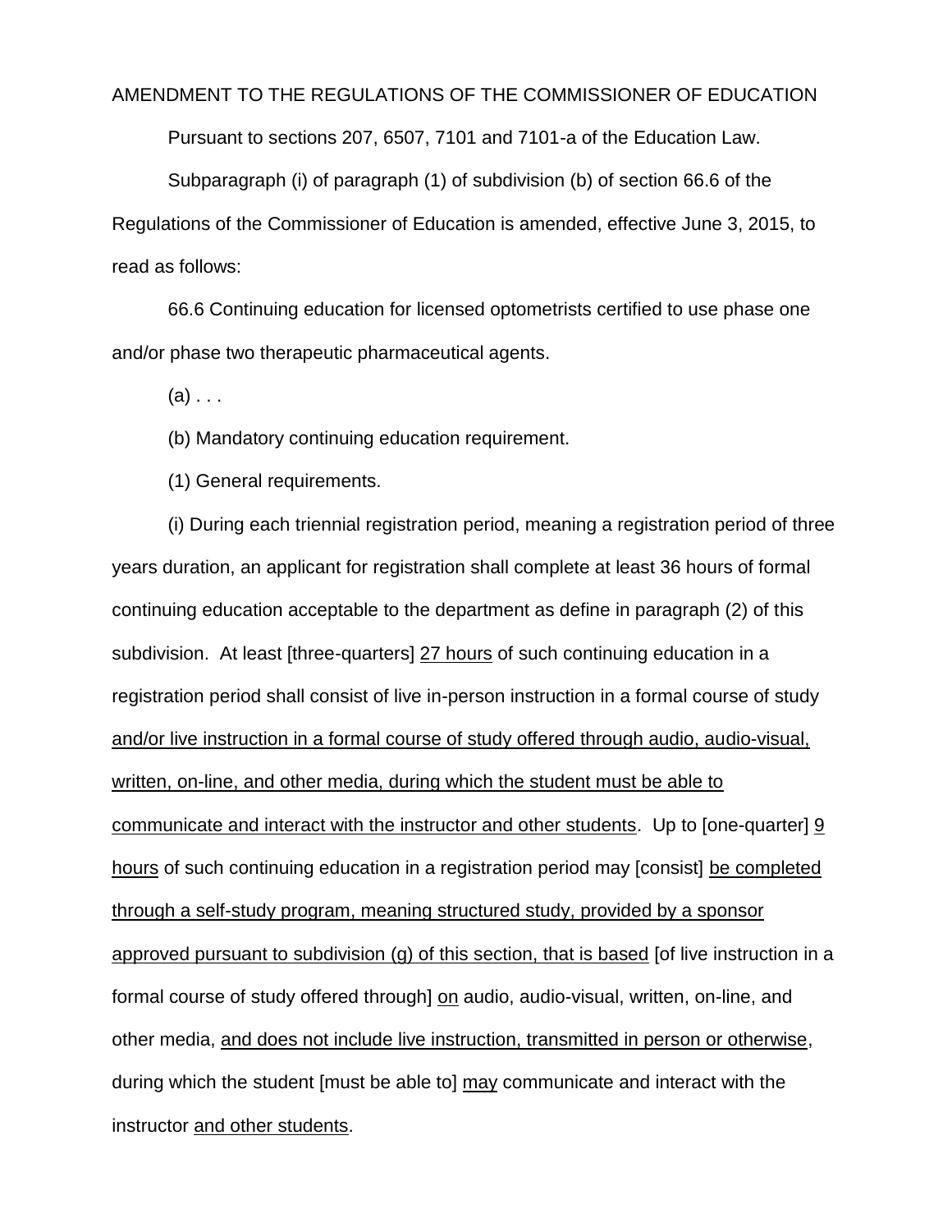AMENDMENT TO THE REGULATIONS OF THE COMMISSIONER OF EDUCATION

Pursuant to sections 207, 6507, 7101 and 7101-a of the Education Law.

Subparagraph (i) of paragraph (1) of subdivision (b) of section 66.6 of the Regulations of the Commissioner of Education is amended, effective June 3, 2015, to read as follows:

66.6 Continuing education for licensed optometrists certified to use phase one and/or phase two therapeutic pharmaceutical agents.

(a) . . .

(b) Mandatory continuing education requirement.

(1) General requirements.

(i) During each triennial registration period, meaning a registration period of three years duration, an applicant for registration shall complete at least 36 hours of formal continuing education acceptable to the department as define in paragraph (2) of this subdivision. At least [three-quarters] <u>27 hours</u> of such continuing education in a registration period shall consist of live in-person instruction in a formal course of study <u>and/or live instruction in a formal course of study offered through audio, audio-visual, written, on-line, and other media, during which the student must be able to communicate and interact with the instructor and other students</u>. Up to [one-quarter] <u>9 hours</u> of such continuing education in a registration period may [consist] <u>be completed through a self-study program, meaning structured study, provided by a sponsor approved pursuant to subdivision (g) of this section, that is based</u> [of live instruction in a formal course of study offered through] <u>on</u> audio, audio-visual, written, on-line, and other media, <u>and does not include live instruction, transmitted in person or otherwise</u>, during which the student [must be able to] <u>may</u> communicate and interact with the instructor <u>and other students</u>.